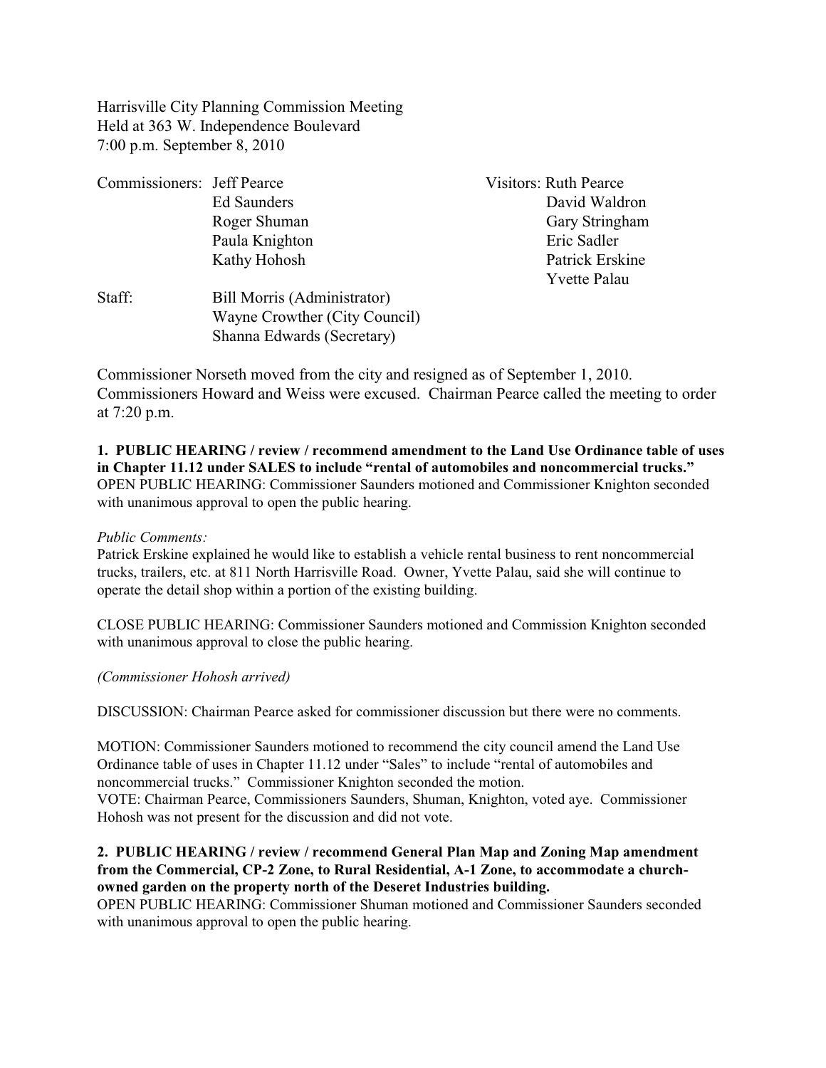Harrisville City Planning Commission Meeting
Held at 363 W. Independence Boulevard
7:00 p.m. September 8, 2010

| | | |
|---|---|---|
| Commissioners: | Jeff Pearce | Visitors: Ruth Pearce |
| | Ed Saunders | David Waldron |
| | Roger Shuman | Gary Stringham |
| | Paula Knighton | Eric Sadler |
| | Kathy Hohosh | Patrick Erskine |
| | | Yvette Palau |
| Staff: | Bill Morris (Administrator) | |
| | Wayne Crowther (City Council) | |
| | Shanna Edwards (Secretary) | |

Commissioner Norseth moved from the city and resigned as of September 1, 2010. Commissioners Howard and Weiss were excused. Chairman Pearce called the meeting to order at 7:20 p.m.

**1. PUBLIC HEARING / review / recommend amendment to the Land Use Ordinance table of uses in Chapter 11.12 under SALES to include "rental of automobiles and noncommercial trucks."**
OPEN PUBLIC HEARING: Commissioner Saunders motioned and Commissioner Knighton seconded with unanimous approval to open the public hearing.

*Public Comments:*
Patrick Erskine explained he would like to establish a vehicle rental business to rent noncommercial trucks, trailers, etc. at 811 North Harrisville Road. Owner, Yvette Palau, said she will continue to operate the detail shop within a portion of the existing building.

CLOSE PUBLIC HEARING: Commissioner Saunders motioned and Commission Knighton seconded with unanimous approval to close the public hearing.

*(Commissioner Hohosh arrived)*

DISCUSSION: Chairman Pearce asked for commissioner discussion but there were no comments.

MOTION: Commissioner Saunders motioned to recommend the city council amend the Land Use Ordinance table of uses in Chapter 11.12 under "Sales" to include "rental of automobiles and noncommercial trucks." Commissioner Knighton seconded the motion.
VOTE: Chairman Pearce, Commissioners Saunders, Shuman, Knighton, voted aye. Commissioner Hohosh was not present for the discussion and did not vote.

**2. PUBLIC HEARING / review / recommend General Plan Map and Zoning Map amendment from the Commercial, CP-2 Zone, to Rural Residential, A-1 Zone, to accommodate a church-owned garden on the property north of the Deseret Industries building.**
OPEN PUBLIC HEARING: Commissioner Shuman motioned and Commissioner Saunders seconded with unanimous approval to open the public hearing.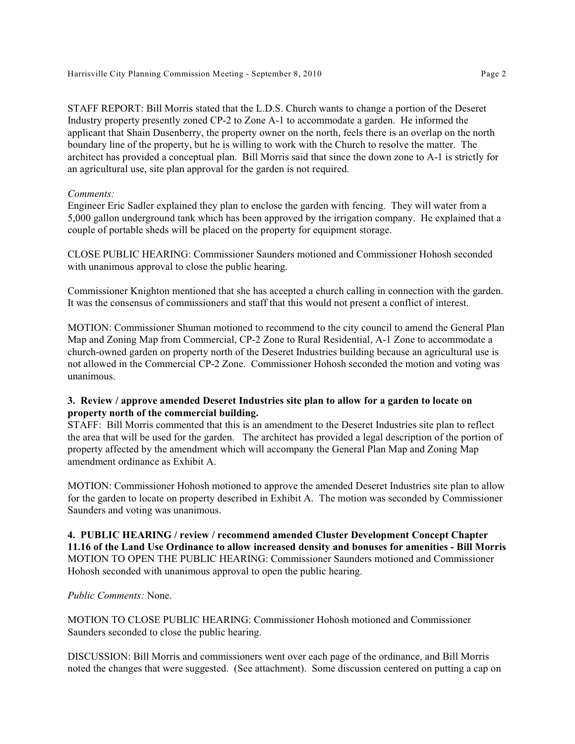STAFF REPORT: Bill Morris stated that the L.D.S. Church wants to change a portion of the Deseret Industry property presently zoned CP-2 to Zone A-1 to accommodate a garden. He informed the applicant that Shain Dusenberry, the property owner on the north, feels there is an overlap on the north boundary line of the property, but he is willing to work with the Church to resolve the matter. The architect has provided a conceptual plan. Bill Morris said that since the down zone to A-1 is strictly for an agricultural use, site plan approval for the garden is not required.

*Comments:*
Engineer Eric Sadler explained they plan to enclose the garden with fencing. They will water from a 5,000 gallon underground tank which has been approved by the irrigation company. He explained that a couple of portable sheds will be placed on the property for equipment storage.

CLOSE PUBLIC HEARING: Commissioner Saunders motioned and Commissioner Hohosh seconded with unanimous approval to close the public hearing.

Commissioner Knighton mentioned that she has accepted a church calling in connection with the garden. It was the consensus of commissioners and staff that this would not present a conflict of interest.

MOTION: Commissioner Shuman motioned to recommend to the city council to amend the General Plan Map and Zoning Map from Commercial, CP-2 Zone to Rural Residential, A-1 Zone to accommodate a church-owned garden on property north of the Deseret Industries building because an agricultural use is not allowed in the Commercial CP-2 Zone. Commissioner Hohosh seconded the motion and voting was unanimous.

**3. Review / approve amended Deseret Industries site plan to allow for a garden to locate on property north of the commercial building.**
STAFF: Bill Morris commented that this is an amendment to the Deseret Industries site plan to reflect the area that will be used for the garden. The architect has provided a legal description of the portion of property affected by the amendment which will accompany the General Plan Map and Zoning Map amendment ordinance as Exhibit A.

MOTION: Commissioner Hohosh motioned to approve the amended Deseret Industries site plan to allow for the garden to locate on property described in Exhibit A. The motion was seconded by Commissioner Saunders and voting was unanimous.

**4. PUBLIC HEARING / review / recommend amended Cluster Development Concept Chapter 11.16 of the Land Use Ordinance to allow increased density and bonuses for amenities - Bill Morris**
MOTION TO OPEN THE PUBLIC HEARING: Commissioner Saunders motioned and Commissioner Hohosh seconded with unanimous approval to open the public hearing.

*Public Comments:* None.

MOTION TO CLOSE PUBLIC HEARING: Commissioner Hohosh motioned and Commissioner Saunders seconded to close the public hearing.

DISCUSSION: Bill Morris and commissioners went over each page of the ordinance, and Bill Morris noted the changes that were suggested. (See attachment). Some discussion centered on putting a cap on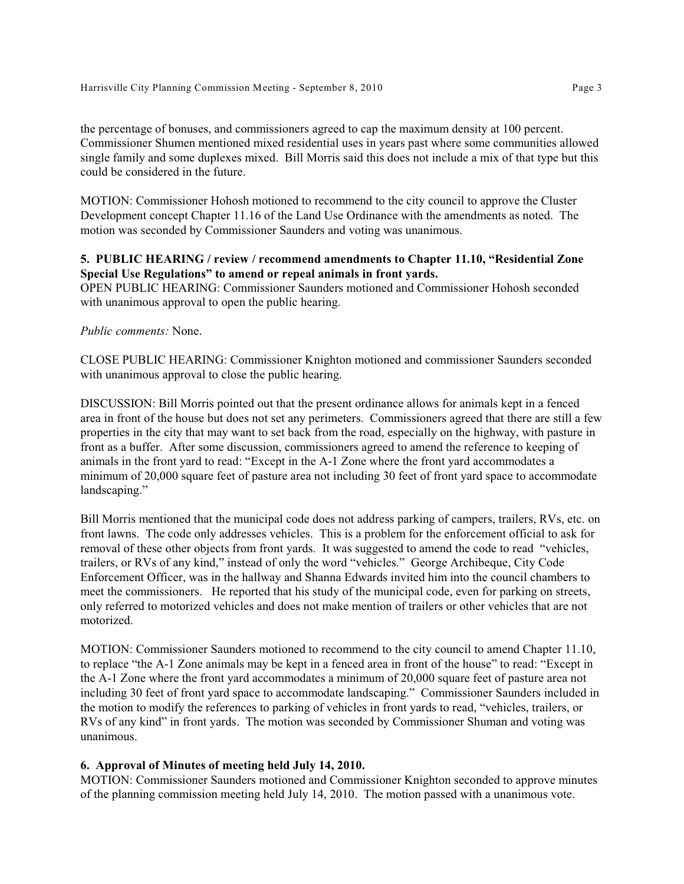the percentage of bonuses, and commissioners agreed to cap the maximum density at 100 percent. Commissioner Shumen mentioned mixed residential uses in years past where some communities allowed single family and some duplexes mixed. Bill Morris said this does not include a mix of that type but this could be considered in the future.

MOTION: Commissioner Hohosh motioned to recommend to the city council to approve the Cluster Development concept Chapter 11.16 of the Land Use Ordinance with the amendments as noted. The motion was seconded by Commissioner Saunders and voting was unanimous.

**5. PUBLIC HEARING / review / recommend amendments to Chapter 11.10, "Residential Zone Special Use Regulations" to amend or repeal animals in front yards.**

OPEN PUBLIC HEARING: Commissioner Saunders motioned and Commissioner Hohosh seconded with unanimous approval to open the public hearing.

*Public comments:* None.

CLOSE PUBLIC HEARING: Commissioner Knighton motioned and commissioner Saunders seconded with unanimous approval to close the public hearing.

DISCUSSION: Bill Morris pointed out that the present ordinance allows for animals kept in a fenced area in front of the house but does not set any perimeters. Commissioners agreed that there are still a few properties in the city that may want to set back from the road, especially on the highway, with pasture in front as a buffer. After some discussion, commissioners agreed to amend the reference to keeping of animals in the front yard to read: "Except in the A-1 Zone where the front yard accommodates a minimum of 20,000 square feet of pasture area not including 30 feet of front yard space to accommodate landscaping."

Bill Morris mentioned that the municipal code does not address parking of campers, trailers, RVs, etc. on front lawns. The code only addresses vehicles. This is a problem for the enforcement official to ask for removal of these other objects from front yards. It was suggested to amend the code to read "vehicles, trailers, or RVs of any kind," instead of only the word "vehicles." George Archibeque, City Code Enforcement Officer, was in the hallway and Shanna Edwards invited him into the council chambers to meet the commissioners. He reported that his study of the municipal code, even for parking on streets, only referred to motorized vehicles and does not make mention of trailers or other vehicles that are not motorized.

MOTION: Commissioner Saunders motioned to recommend to the city council to amend Chapter 11.10, to replace "the A-1 Zone animals may be kept in a fenced area in front of the house" to read: "Except in the A-1 Zone where the front yard accommodates a minimum of 20,000 square feet of pasture area not including 30 feet of front yard space to accommodate landscaping." Commissioner Saunders included in the motion to modify the references to parking of vehicles in front yards to read, "vehicles, trailers, or RVs of any kind" in front yards. The motion was seconded by Commissioner Shuman and voting was unanimous.

**6. Approval of Minutes of meeting held July 14, 2010.**

MOTION: Commissioner Saunders motioned and Commissioner Knighton seconded to approve minutes of the planning commission meeting held July 14, 2010. The motion passed with a unanimous vote.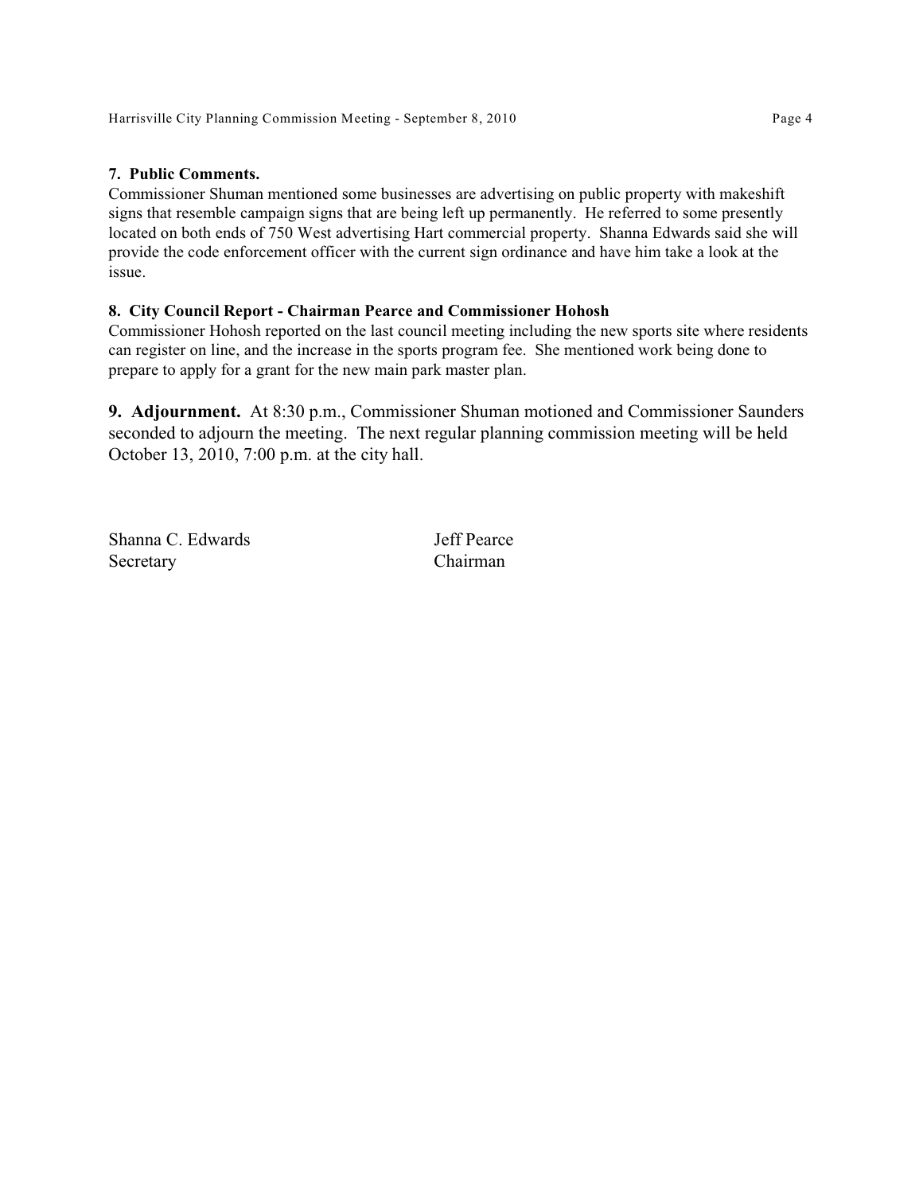**7. Public Comments.**
Commissioner Shuman mentioned some businesses are advertising on public property with makeshift signs that resemble campaign signs that are being left up permanently. He referred to some presently located on both ends of 750 West advertising Hart commercial property. Shanna Edwards said she will provide the code enforcement officer with the current sign ordinance and have him take a look at the issue.

**8. City Council Report - Chairman Pearce and Commissioner Hohosh**
Commissioner Hohosh reported on the last council meeting including the new sports site where residents can register on line, and the increase in the sports program fee. She mentioned work being done to prepare to apply for a grant for the new main park master plan.

**9. Adjournment.** At 8:30 p.m., Commissioner Shuman motioned and Commissioner Saunders seconded to adjourn the meeting. The next regular planning commission meeting will be held October 13, 2010, 7:00 p.m. at the city hall.

Shanna C. Edwards
Secretary

Jeff Pearce
Chairman